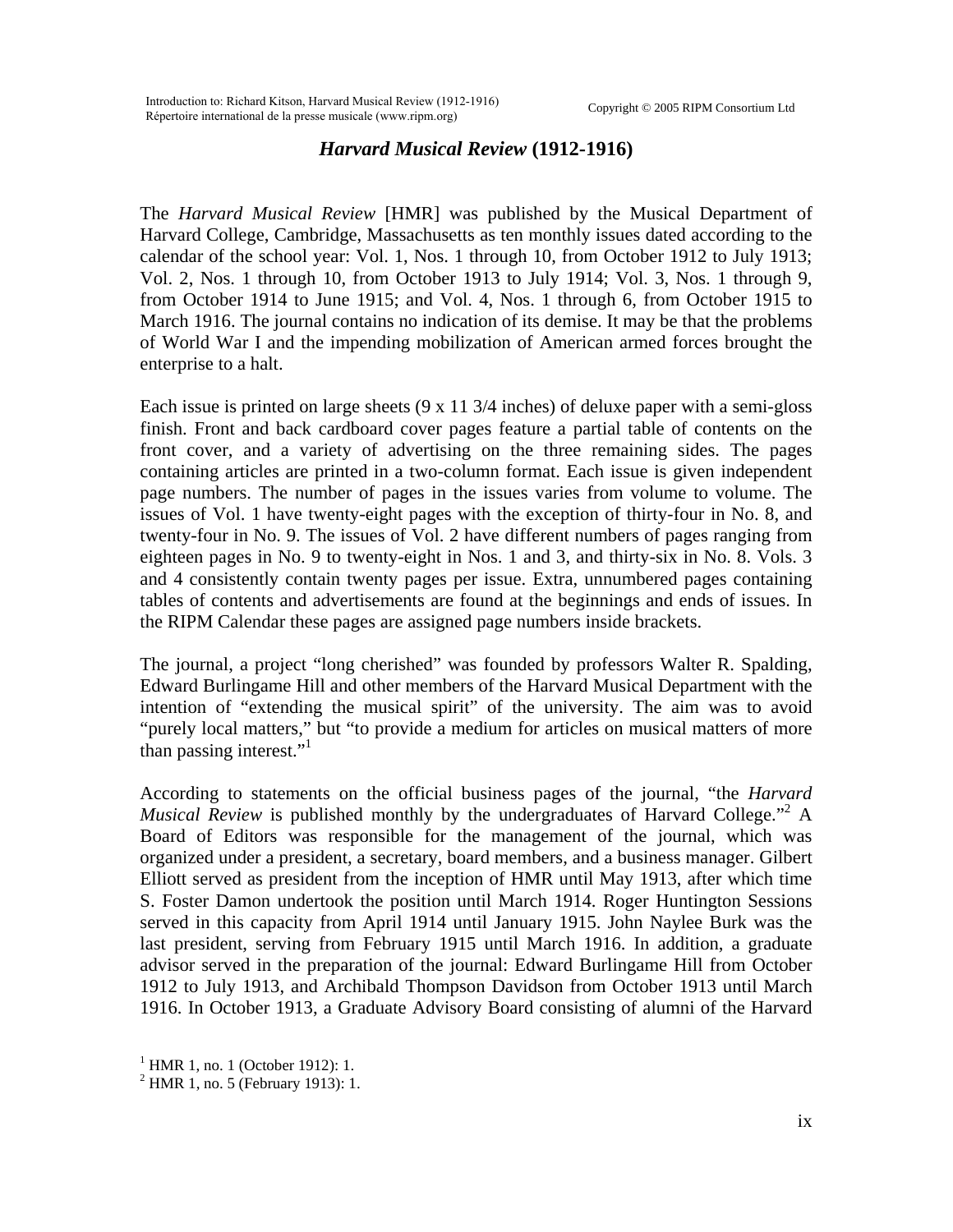# *Harvard Musical Review* (1912-1916)

The *Harvard Musical Review* [HMR] was published by the Musical Department of Harvard College, Cambridge, Massachusetts as ten monthly issues dated according to the calendar of the school year: Vol. 1, Nos. 1 through 10, from October 1912 to July 1913; Vol. 2, Nos. 1 through 10, from October 1913 to July 1914; Vol. 3, Nos. 1 through 9, from October 1914 to June 1915; and Vol. 4, Nos. 1 through 6, from October 1915 to March 1916. The journal contains no indication of its demise. It may be that the problems of World War I and the impending mobilization of American armed forces brought the enterprise to a halt.

Each issue is printed on large sheets (9 x 11 3/4 inches) of deluxe paper with a semi-gloss finish. Front and back cardboard cover pages feature a partial table of contents on the front cover, and a variety of advertising on the three remaining sides. The pages containing articles are printed in a two-column format. Each issue is given independent page numbers. The number of pages in the issues varies from volume to volume. The issues of Vol. 1 have twenty-eight pages with the exception of thirty-four in No. 8, and twenty-four in No. 9. The issues of Vol. 2 have different numbers of pages ranging from eighteen pages in No. 9 to twenty-eight in Nos. 1 and 3, and thirty-six in No. 8. Vols. 3 and 4 consistently contain twenty pages per issue. Extra, unnumbered pages containing tables of contents and advertisements are found at the beginnings and ends of issues. In the RIPM Calendar these pages are assigned page numbers inside brackets.

The journal, a project "long cherished" was founded by professors Walter R. Spalding, Edward Burlingame Hill and other members of the Harvard Musical Department with the intention of "extending the musical spirit" of the university. The aim was to avoid "purely local matters," but "to provide a medium for articles on musical matters of more than passing interest."[1]

According to statements on the official business pages of the journal, "the *Harvard Musical Review* is published monthly by the undergraduates of Harvard College."[2] A Board of Editors was responsible for the management of the journal, which was organized under a president, a secretary, board members, and a business manager. Gilbert Elliott served as president from the inception of HMR until May 1913, after which time S. Foster Damon undertook the position until March 1914. Roger Huntington Sessions served in this capacity from April 1914 until January 1915. John Naylee Burk was the last president, serving from February 1915 until March 1916. In addition, a graduate advisor served in the preparation of the journal: Edward Burlingame Hill from October 1912 to July 1913, and Archibald Thompson Davidson from October 1913 until March 1916. In October 1913, a Graduate Advisory Board consisting of alumni of the Harvard

[1] HMR 1, no. 1 (October 1912): 1.

[2] HMR 1, no. 5 (February 1913): 1.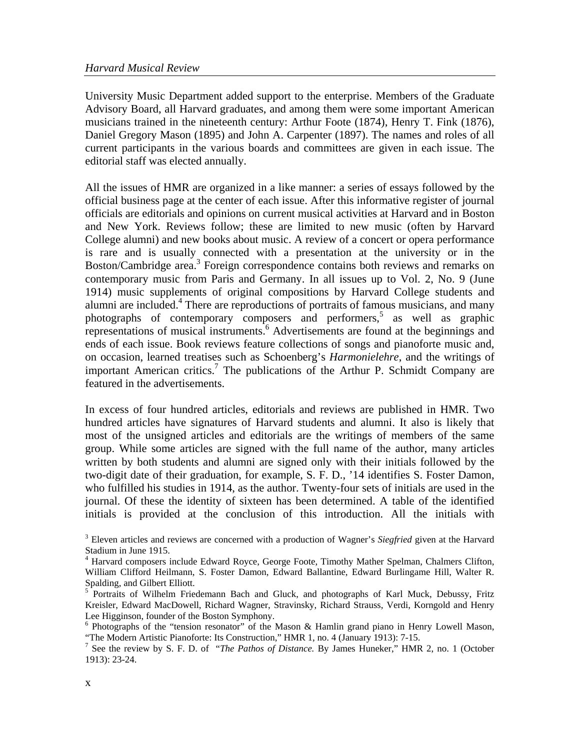University Music Department added support to the enterprise. Members of the Graduate Advisory Board, all Harvard graduates, and among them were some important American musicians trained in the nineteenth century: Arthur Foote (1874), Henry T. Fink (1876), Daniel Gregory Mason (1895) and John A. Carpenter (1897). The names and roles of all current participants in the various boards and committees are given in each issue. The editorial staff was elected annually.

All the issues of HMR are organized in a like manner: a series of essays followed by the official business page at the center of each issue. After this informative register of journal officials are editorials and opinions on current musical activities at Harvard and in Boston and New York. Reviews follow; these are limited to new music (often by Harvard College alumni) and new books about music. A review of a concert or opera performance is rare and is usually connected with a presentation at the university or in the Boston/Cambridge area.[3] Foreign correspondence contains both reviews and remarks on contemporary music from Paris and Germany. In all issues up to Vol. 2, No. 9 (June 1914) music supplements of original compositions by Harvard College students and alumni are included.[4] There are reproductions of portraits of famous musicians, and many photographs of contemporary composers and performers,[5] as well as graphic representations of musical instruments.[6] Advertisements are found at the beginnings and ends of each issue. Book reviews feature collections of songs and pianoforte music and, on occasion, learned treatises such as Schoenberg's *Harmonielehre*, and the writings of important American critics.[7] The publications of the Arthur P. Schmidt Company are featured in the advertisements.

In excess of four hundred articles, editorials and reviews are published in HMR. Two hundred articles have signatures of Harvard students and alumni. It also is likely that most of the unsigned articles and editorials are the writings of members of the same group. While some articles are signed with the full name of the author, many articles written by both students and alumni are signed only with their initials followed by the two-digit date of their graduation, for example, S. F. D., '14 identifies S. Foster Damon, who fulfilled his studies in 1914, as the author. Twenty-four sets of initials are used in the journal. Of these the identity of sixteen has been determined. A table of the identified initials is provided at the conclusion of this introduction. All the initials with

[3] Eleven articles and reviews are concerned with a production of Wagner's *Siegfried* given at the Harvard Stadium in June 1915.

[4] Harvard composers include Edward Royce, George Foote, Timothy Mather Spelman, Chalmers Clifton, William Clifford Heilmann, S. Foster Damon, Edward Ballantine, Edward Burlingame Hill, Walter R. Spalding, and Gilbert Elliott.

[5] Portraits of Wilhelm Friedemann Bach and Gluck, and photographs of Karl Muck, Debussy, Fritz Kreisler, Edward MacDowell, Richard Wagner, Stravinsky, Richard Strauss, Verdi, Korngold and Henry Lee Higginson, founder of the Boston Symphony.

[6] Photographs of the "tension resonator" of the Mason & Hamlin grand piano in Henry Lowell Mason, "The Modern Artistic Pianoforte: Its Construction," HMR 1, no. 4 (January 1913): 7-15.

[7] See the review by S. F. D. of "*The Pathos of Distance.* By James Huneker," HMR 2, no. 1 (October 1913): 23-24.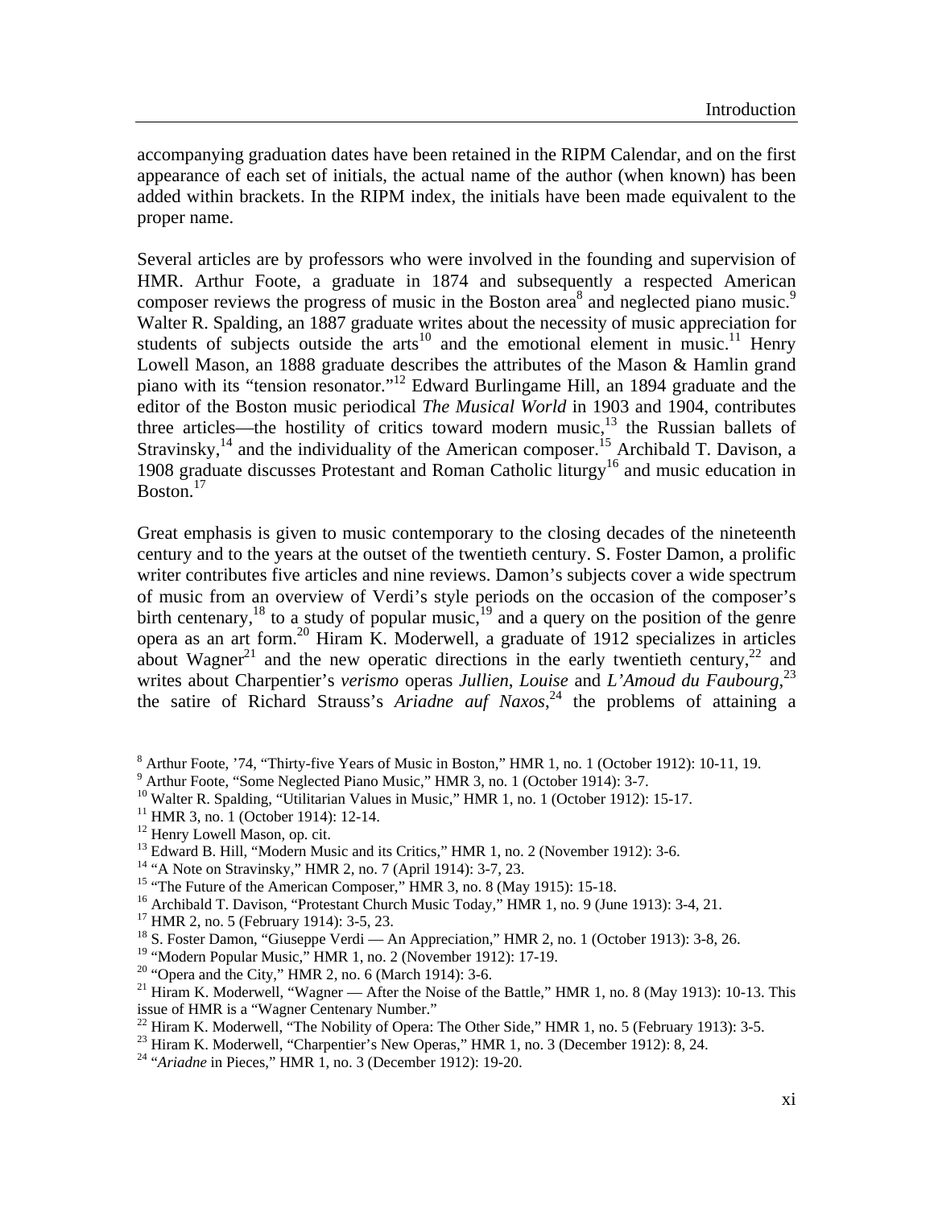accompanying graduation dates have been retained in the RIPM Calendar, and on the first appearance of each set of initials, the actual name of the author (when known) has been added within brackets. In the RIPM index, the initials have been made equivalent to the proper name.

Several articles are by professors who were involved in the founding and supervision of HMR. Arthur Foote, a graduate in 1874 and subsequently a respected American composer reviews the progress of music in the Boston area[8] and neglected piano music.[9] Walter R. Spalding, an 1887 graduate writes about the necessity of music appreciation for students of subjects outside the arts[10] and the emotional element in music.[11] Henry Lowell Mason, an 1888 graduate describes the attributes of the Mason & Hamlin grand piano with its "tension resonator."[12] Edward Burlingame Hill, an 1894 graduate and the editor of the Boston music periodical *The Musical World* in 1903 and 1904, contributes three articles—the hostility of critics toward modern music,[13] the Russian ballets of Stravinsky,[14] and the individuality of the American composer.[15] Archibald T. Davison, a 1908 graduate discusses Protestant and Roman Catholic liturgy[16] and music education in Boston.[17]

Great emphasis is given to music contemporary to the closing decades of the nineteenth century and to the years at the outset of the twentieth century. S. Foster Damon, a prolific writer contributes five articles and nine reviews. Damon's subjects cover a wide spectrum of music from an overview of Verdi's style periods on the occasion of the composer's birth centenary,[18] to a study of popular music,[19] and a query on the position of the genre opera as an art form.[20] Hiram K. Moderwell, a graduate of 1912 specializes in articles about Wagner[21] and the new operatic directions in the early twentieth century,[22] and writes about Charpentier's *verismo* operas *Jullien*, *Louise* and *L'Amoud du Faubourg*,[23] the satire of Richard Strauss's *Ariadne auf Naxos*,[24] the problems of attaining a

[8] Arthur Foote, '74, "Thirty-five Years of Music in Boston," HMR 1, no. 1 (October 1912): 10-11, 19.
[9] Arthur Foote, "Some Neglected Piano Music," HMR 3, no. 1 (October 1914): 3-7.
[10] Walter R. Spalding, "Utilitarian Values in Music," HMR 1, no. 1 (October 1912): 15-17.
[11] HMR 3, no. 1 (October 1914): 12-14.
[12] Henry Lowell Mason, op. cit.
[13] Edward B. Hill, "Modern Music and its Critics," HMR 1, no. 2 (November 1912): 3-6.
[14] "A Note on Stravinsky," HMR 2, no. 7 (April 1914): 3-7, 23.
[15] "The Future of the American Composer," HMR 3, no. 8 (May 1915): 15-18.
[16] Archibald T. Davison, "Protestant Church Music Today," HMR 1, no. 9 (June 1913): 3-4, 21.
[17] HMR 2, no. 5 (February 1914): 3-5, 23.
[18] S. Foster Damon, "Giuseppe Verdi — An Appreciation," HMR 2, no. 1 (October 1913): 3-8, 26.
[19] "Modern Popular Music," HMR 1, no. 2 (November 1912): 17-19.
[20] "Opera and the City," HMR 2, no. 6 (March 1914): 3-6.
[21] Hiram K. Moderwell, "Wagner — After the Noise of the Battle," HMR 1, no. 8 (May 1913): 10-13. This issue of HMR is a "Wagner Centenary Number."
[22] Hiram K. Moderwell, "The Nobility of Opera: The Other Side," HMR 1, no. 5 (February 1913): 3-5.
[23] Hiram K. Moderwell, "Charpentier's New Operas," HMR 1, no. 3 (December 1912): 8, 24.
[24] "*Ariadne* in Pieces," HMR 1, no. 3 (December 1912): 19-20.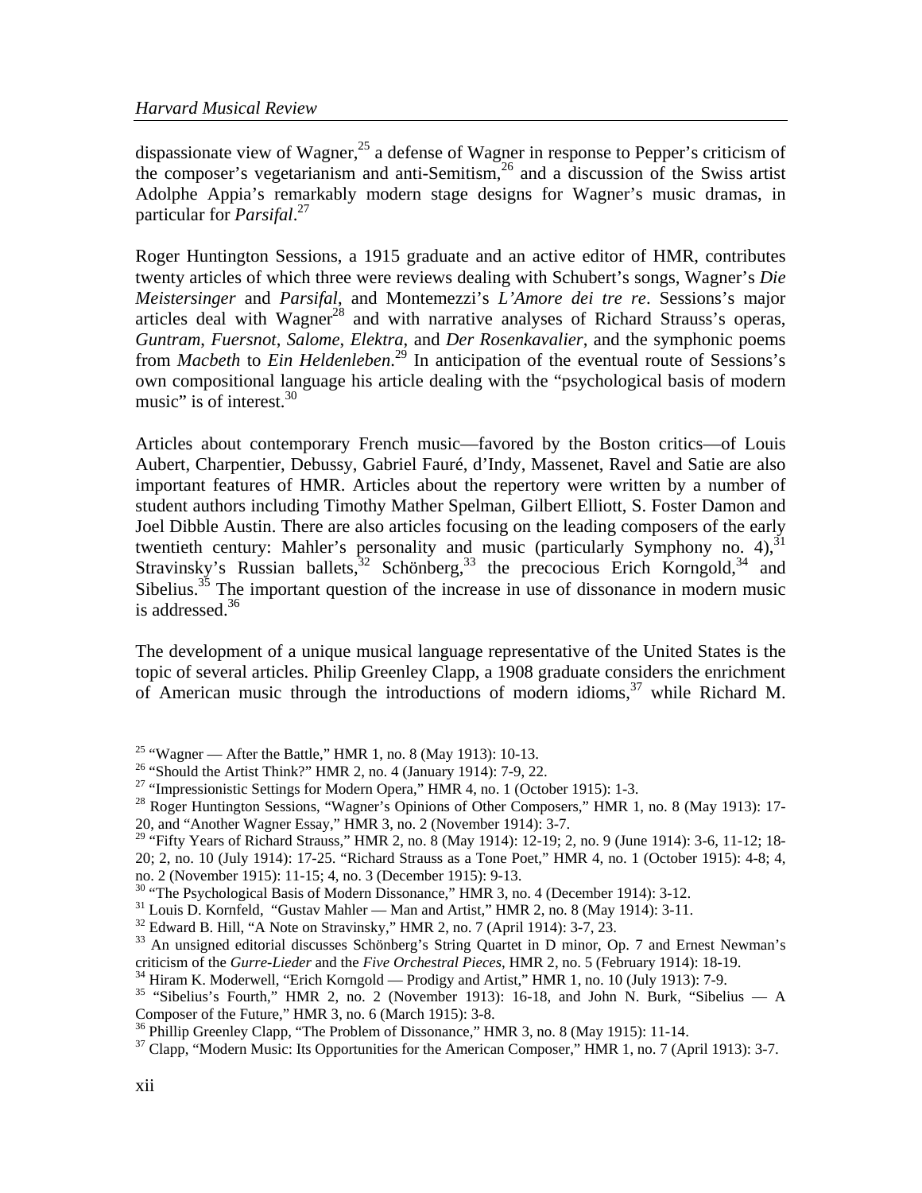dispassionate view of Wagner,[25] a defense of Wagner in response to Pepper's criticism of the composer's vegetarianism and anti-Semitism,[26] and a discussion of the Swiss artist Adolphe Appia's remarkably modern stage designs for Wagner's music dramas, in particular for *Parsifal*.[27]

Roger Huntington Sessions, a 1915 graduate and an active editor of HMR, contributes twenty articles of which three were reviews dealing with Schubert's songs, Wagner's *Die Meistersinger* and *Parsifal*, and Montemezzi's *L'Amore dei tre re*. Sessions's major articles deal with Wagner[28] and with narrative analyses of Richard Strauss's operas, *Guntram*, *Fuersnot*, *Salome*, *Elektra*, and *Der Rosenkavalier*, and the symphonic poems from *Macbeth* to *Ein Heldenleben*.[29] In anticipation of the eventual route of Sessions's own compositional language his article dealing with the "psychological basis of modern music" is of interest.[30]

Articles about contemporary French music—favored by the Boston critics—of Louis Aubert, Charpentier, Debussy, Gabriel Fauré, d'Indy, Massenet, Ravel and Satie are also important features of HMR. Articles about the repertory were written by a number of student authors including Timothy Mather Spelman, Gilbert Elliott, S. Foster Damon and Joel Dibble Austin. There are also articles focusing on the leading composers of the early twentieth century: Mahler's personality and music (particularly Symphony no. 4),[31] Stravinsky's Russian ballets,[32] Schönberg,[33] the precocious Erich Korngold,[34] and Sibelius.[35] The important question of the increase in use of dissonance in modern music is addressed.[36]

The development of a unique musical language representative of the United States is the topic of several articles. Philip Greenley Clapp, a 1908 graduate considers the enrichment of American music through the introductions of modern idioms,[37] while Richard M.

---

[25] "Wagner — After the Battle," HMR 1, no. 8 (May 1913): 10-13.

[26] "Should the Artist Think?" HMR 2, no. 4 (January 1914): 7-9, 22.

[27] "Impressionistic Settings for Modern Opera," HMR 4, no. 1 (October 1915): 1-3.

[28] Roger Huntington Sessions, "Wagner's Opinions of Other Composers," HMR 1, no. 8 (May 1913): 17-20, and "Another Wagner Essay," HMR 3, no. 2 (November 1914): 3-7.

[29] "Fifty Years of Richard Strauss," HMR 2, no. 8 (May 1914): 12-19; 2, no. 9 (June 1914): 3-6, 11-12; 18-20; 2, no. 10 (July 1914): 17-25. "Richard Strauss as a Tone Poet," HMR 4, no. 1 (October 1915): 4-8; 4, no. 2 (November 1915): 11-15; 4, no. 3 (December 1915): 9-13.

[30] "The Psychological Basis of Modern Dissonance," HMR 3, no. 4 (December 1914): 3-12.

[31] Louis D. Kornfeld, "Gustav Mahler — Man and Artist," HMR 2, no. 8 (May 1914): 3-11.

[32] Edward B. Hill, "A Note on Stravinsky," HMR 2, no. 7 (April 1914): 3-7, 23.

[33] An unsigned editorial discusses Schönberg's String Quartet in D minor, Op. 7 and Ernest Newman's criticism of the *Gurre-Lieder* and the *Five Orchestral Pieces*, HMR 2, no. 5 (February 1914): 18-19.

[34] Hiram K. Moderwell, "Erich Korngold — Prodigy and Artist," HMR 1, no. 10 (July 1913): 7-9.

[35] "Sibelius's Fourth," HMR 2, no. 2 (November 1913): 16-18, and John N. Burk, "Sibelius — A Composer of the Future," HMR 3, no. 6 (March 1915): 3-8.

[36] Phillip Greenley Clapp, "The Problem of Dissonance," HMR 3, no. 8 (May 1915): 11-14.

[37] Clapp, "Modern Music: Its Opportunities for the American Composer," HMR 1, no. 7 (April 1913): 3-7.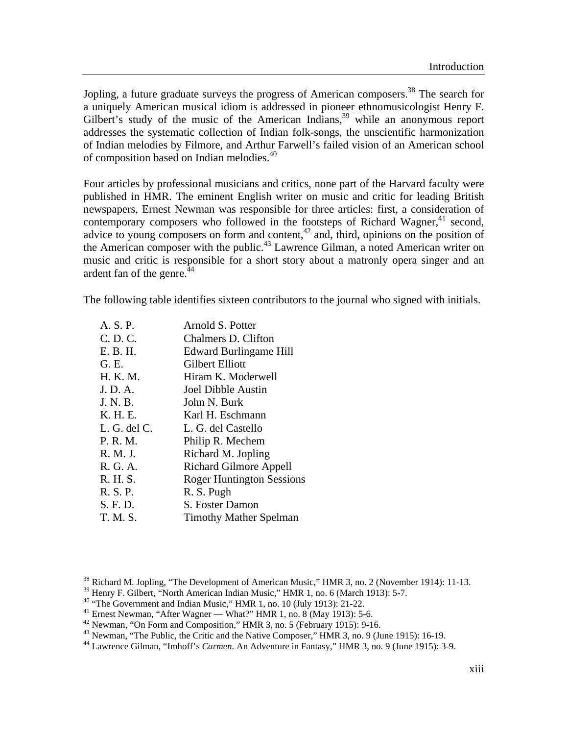Jopling, a future graduate surveys the progress of American composers.[38] The search for a uniquely American musical idiom is addressed in pioneer ethnomusicologist Henry F. Gilbert's study of the music of the American Indians,[39] while an anonymous report addresses the systematic collection of Indian folk-songs, the unscientific harmonization of Indian melodies by Filmore, and Arthur Farwell's failed vision of an American school of composition based on Indian melodies.[40]

Four articles by professional musicians and critics, none part of the Harvard faculty were published in HMR. The eminent English writer on music and critic for leading British newspapers, Ernest Newman was responsible for three articles: first, a consideration of contemporary composers who followed in the footsteps of Richard Wagner,[41] second, advice to young composers on form and content,[42] and, third, opinions on the position of the American composer with the public.[43] Lawrence Gilman, a noted American writer on music and critic is responsible for a short story about a matronly opera singer and an ardent fan of the genre.[44]

The following table identifies sixteen contributors to the journal who signed with initials.

| Initials | Name |
|---|---|
| A. S. P. | Arnold S. Potter |
| C. D. C. | Chalmers D. Clifton |
| E. B. H. | Edward Burlingame Hill |
| G. E. | Gilbert Elliott |
| H. K. M. | Hiram K. Moderwell |
| J. D. A. | Joel Dibble Austin |
| J. N. B. | John N. Burk |
| K. H. E. | Karl H. Eschmann |
| L. G. del C. | L. G. del Castello |
| P. R. M. | Philip R. Mechem |
| R. M. J. | Richard M. Jopling |
| R. G. A. | Richard Gilmore Appell |
| R. H. S. | Roger Huntington Sessions |
| R. S. P. | R. S. Pugh |
| S. F. D. | S. Foster Damon |
| T. M. S. | Timothy Mather Spelman |

[38] Richard M. Jopling, "The Development of American Music," HMR 3, no. 2 (November 1914): 11-13.
[39] Henry F. Gilbert, "North American Indian Music," HMR 1, no. 6 (March 1913): 5-7.
[40] "The Government and Indian Music," HMR 1, no. 10 (July 1913): 21-22.
[41] Ernest Newman, "After Wagner — What?" HMR 1, no. 8 (May 1913): 5-6.
[42] Newman, "On Form and Composition," HMR 3, no. 5 (February 1915): 9-16.
[43] Newman, "The Public, the Critic and the Native Composer," HMR 3, no. 9 (June 1915): 16-19.
[44] Lawrence Gilman, "Imhoff's *Carmen*. An Adventure in Fantasy," HMR 3, no. 9 (June 1915): 3-9.